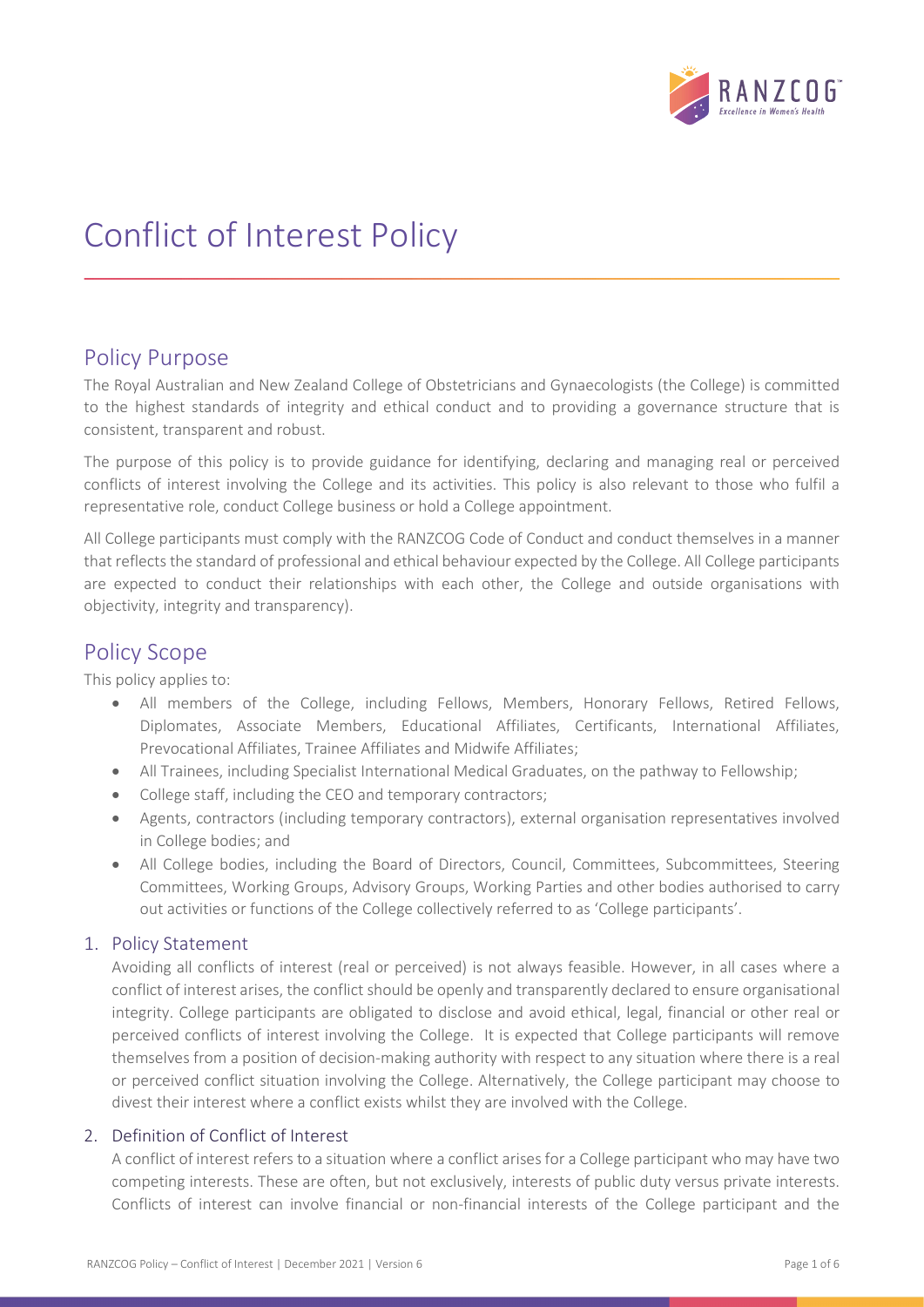# Conflict of Interest Policy

## Policy Purpose

The Royal Australian and New Zealand College of Obstetricians and Gynaecologists (the College) is committed to the highest standards of integrity and ethical conduct and to providing a governance structure that is consistent, transparent and robust.

The purpose of this policy is to provide guidance for identifying, declaring and managing real or perceived conflicts of interest involving the College and its activities. This policy is also relevant to those who fulfil a representative role, conduct College business or hold a College appointment.

All College participants must comply with the RANZCOG Code of Conduct and conduct themselves in a manner that reflects the standard of professional and ethical behaviour expected by the College. All College participants are expected to conduct their relationships with each other, the College and outside organisations with objectivity, integrity and transparency).

## Policy Scope

This policy applies to:

- All members of the College, including Fellows, Members, Honorary Fellows, Retired Fellows, Diplomates, Associate Members, Educational Affiliates, Certificants, International Affiliates, Prevocational Affiliates, Trainee Affiliates and Midwife Affiliates;
- All Trainees, including Specialist International Medical Graduates, on the pathway to Fellowship;
- College staff, including the CEO and temporary contractors;
- Agents, contractors (including temporary contractors), external organisation representatives involved in College bodies; and
- All College bodies, including the Board of Directors, Council, Committees, Subcommittees, Steering Committees, Working Groups, Advisory Groups, Working Parties and other bodies authorised to carry out activities or functions of the College collectively referred to as 'College participants'.

### 1. Policy Statement

Avoiding all conflicts of interest (real or perceived) is not always feasible. However, in all cases where a conflict of interest arises, the conflict should be openly and transparently declared to ensure organisational integrity. College participants are obligated to disclose and avoid ethical, legal, financial or other real or perceived conflicts of interest involving the College. It is expected that College participants will remove themselves from a position of decision-making authority with respect to any situation where there is a real or perceived conflict situation involving the College. Alternatively, the College participant may choose to divest their interest where a conflict exists whilst they are involved with the College.

### 2. Definition of Conflict of Interest

A conflict of interest refers to a situation where a conflict arises for a College participant who may have two competing interests. These are often, but not exclusively, interests of public duty versus private interests. Conflicts of interest can involve financial or non-financial interests of the College participant and the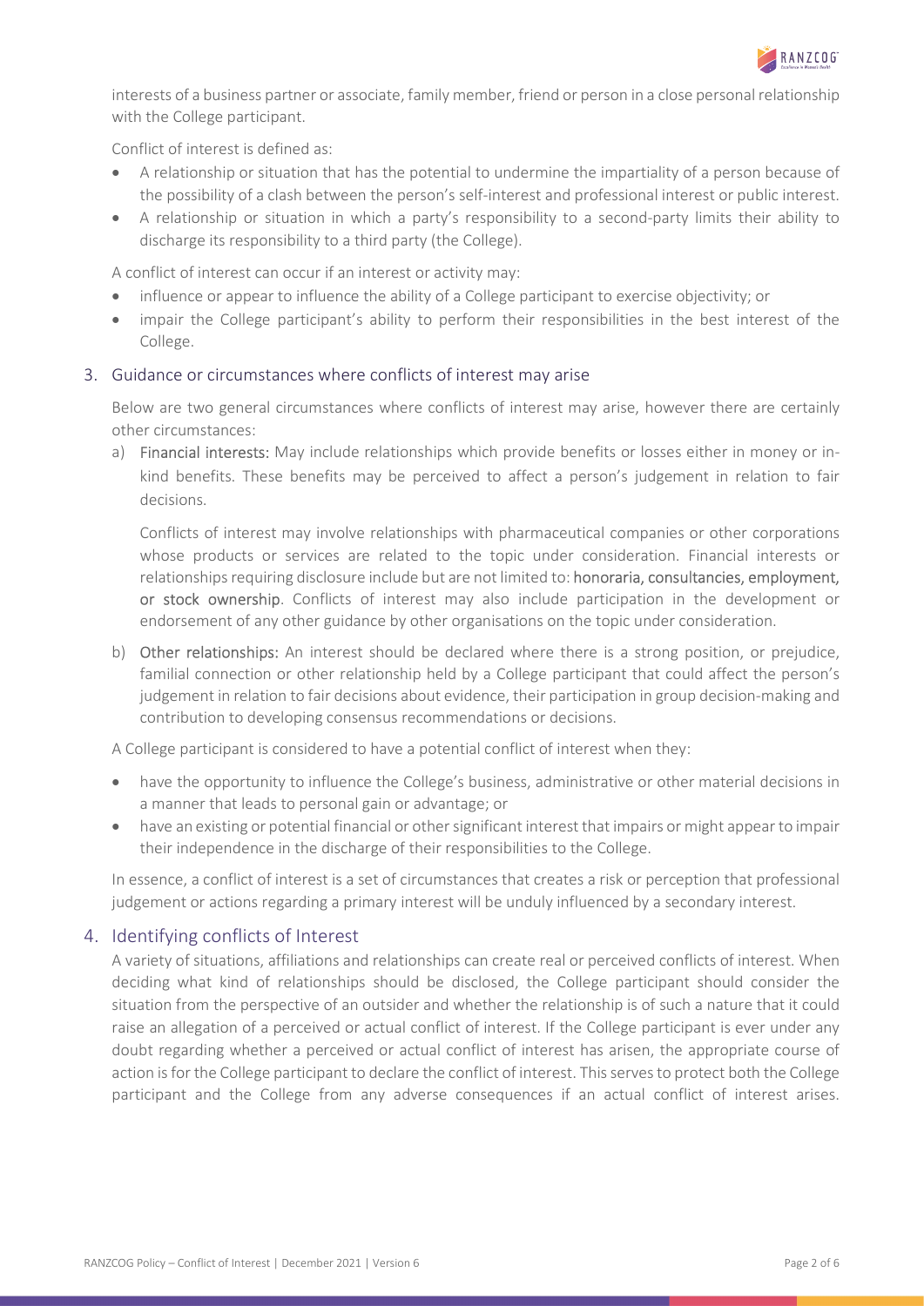interests of a business partner or associate, family member, friend or person in a close personal relationship with the College participant.

Conflict of interest is defined as:

- A relationship or situation that has the potential to undermine the impartiality of a person because of the possibility of a clash between the person's self-interest and professional interest or public interest.
- A relationship or situation in which a party's responsibility to a second-party limits their ability to discharge its responsibility to a third party (the College).

A conflict of interest can occur if an interest or activity may:

- influence or appear to influence the ability of a College participant to exercise objectivity; or
- impair the College participant's ability to perform their responsibilities in the best interest of the College.

## 3. Guidance or circumstances where conflicts of interest may arise

Below are two general circumstances where conflicts of interest may arise, however there are certainly other circumstances:

a) **Financial interests:** May include relationships which provide benefits or losses either in money or in-kind benefits. These benefits may be perceived to affect a person's judgement in relation to fair decisions.

   Conflicts of interest may involve relationships with pharmaceutical companies or other corporations whose products or services are related to the topic under consideration. Financial interests or relationships requiring disclosure include but are not limited to: **honoraria, consultancies, employment, or stock ownership**. Conflicts of interest may also include participation in the development or endorsement of any other guidance by other organisations on the topic under consideration.

b) **Other relationships:** An interest should be declared where there is a strong position, or prejudice, familial connection or other relationship held by a College participant that could affect the person's judgement in relation to fair decisions about evidence, their participation in group decision-making and contribution to developing consensus recommendations or decisions.

A College participant is considered to have a potential conflict of interest when they:

- have the opportunity to influence the College's business, administrative or other material decisions in a manner that leads to personal gain or advantage; or
- have an existing or potential financial or other significant interest that impairs or might appear to impair their independence in the discharge of their responsibilities to the College.

In essence, a conflict of interest is a set of circumstances that creates a risk or perception that professional judgement or actions regarding a primary interest will be unduly influenced by a secondary interest.

## 4. Identifying conflicts of Interest

A variety of situations, affiliations and relationships can create real or perceived conflicts of interest. When deciding what kind of relationships should be disclosed, the College participant should consider the situation from the perspective of an outsider and whether the relationship is of such a nature that it could raise an allegation of a perceived or actual conflict of interest. If the College participant is ever under any doubt regarding whether a perceived or actual conflict of interest has arisen, the appropriate course of action is for the College participant to declare the conflict of interest. This serves to protect both the College participant and the College from any adverse consequences if an actual conflict of interest arises.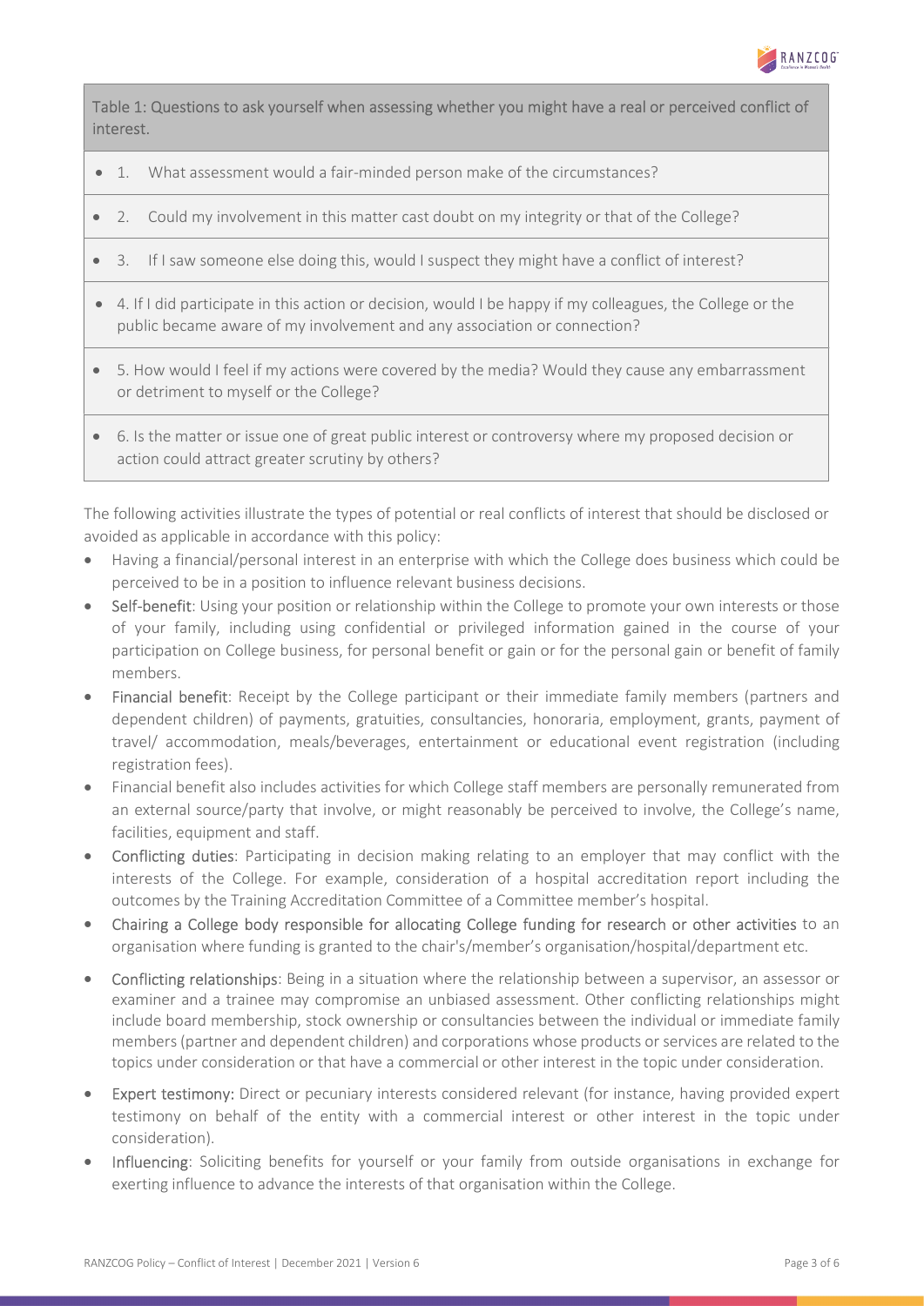| Table 1: Questions to ask yourself when assessing whether you might have a real or perceived conflict of interest. |
|---|
| • 1. What assessment would a fair-minded person make of the circumstances? |
| • 2. Could my involvement in this matter cast doubt on my integrity or that of the College? |
| • 3. If I saw someone else doing this, would I suspect they might have a conflict of interest? |
| • 4. If I did participate in this action or decision, would I be happy if my colleagues, the College or the public became aware of my involvement and any association or connection? |
| • 5. How would I feel if my actions were covered by the media? Would they cause any embarrassment or detriment to myself or the College? |
| • 6. Is the matter or issue one of great public interest or controversy where my proposed decision or action could attract greater scrutiny by others? |

The following activities illustrate the types of potential or real conflicts of interest that should be disclosed or avoided as applicable in accordance with this policy:

- Having a financial/personal interest in an enterprise with which the College does business which could be perceived to be in a position to influence relevant business decisions.
- Self-benefit: Using your position or relationship within the College to promote your own interests or those of your family, including using confidential or privileged information gained in the course of your participation on College business, for personal benefit or gain or for the personal gain or benefit of family members.
- Financial benefit: Receipt by the College participant or their immediate family members (partners and dependent children) of payments, gratuities, consultancies, honoraria, employment, grants, payment of travel/ accommodation, meals/beverages, entertainment or educational event registration (including registration fees).
- Financial benefit also includes activities for which College staff members are personally remunerated from an external source/party that involve, or might reasonably be perceived to involve, the College's name, facilities, equipment and staff.
- Conflicting duties: Participating in decision making relating to an employer that may conflict with the interests of the College. For example, consideration of a hospital accreditation report including the outcomes by the Training Accreditation Committee of a Committee member's hospital.
- Chairing a College body responsible for allocating College funding for research or other activities to an organisation where funding is granted to the chair's/member's organisation/hospital/department etc.
- Conflicting relationships: Being in a situation where the relationship between a supervisor, an assessor or examiner and a trainee may compromise an unbiased assessment. Other conflicting relationships might include board membership, stock ownership or consultancies between the individual or immediate family members (partner and dependent children) and corporations whose products or services are related to the topics under consideration or that have a commercial or other interest in the topic under consideration.
- Expert testimony: Direct or pecuniary interests considered relevant (for instance, having provided expert testimony on behalf of the entity with a commercial interest or other interest in the topic under consideration).
- Influencing: Soliciting benefits for yourself or your family from outside organisations in exchange for exerting influence to advance the interests of that organisation within the College.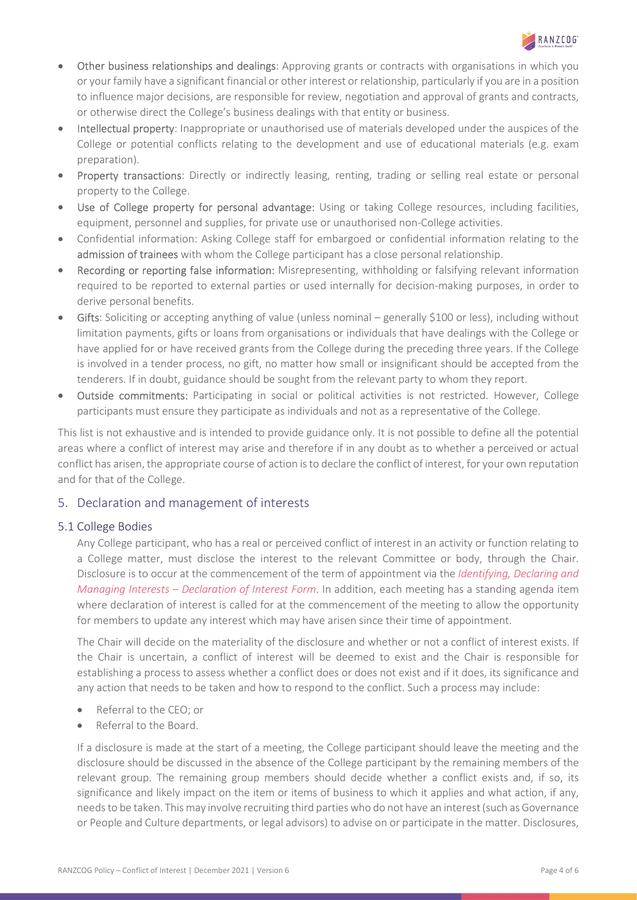- **Other business relationships and dealings**: Approving grants or contracts with organisations in which you or your family have a significant financial or other interest or relationship, particularly if you are in a position to influence major decisions, are responsible for review, negotiation and approval of grants and contracts, or otherwise direct the College's business dealings with that entity or business.
- **Intellectual property**: Inappropriate or unauthorised use of materials developed under the auspices of the College or potential conflicts relating to the development and use of educational materials (e.g. exam preparation).
- **Property transactions**: Directly or indirectly leasing, renting, trading or selling real estate or personal property to the College.
- **Use of College property for personal advantage:** Using or taking College resources, including facilities, equipment, personnel and supplies, for private use or unauthorised non-College activities.
- Confidential information: Asking College staff for embargoed or confidential information relating to the **admission of trainees** with whom the College participant has a close personal relationship.
- **Recording or reporting false information:** Misrepresenting, withholding or falsifying relevant information required to be reported to external parties or used internally for decision-making purposes, in order to derive personal benefits.
- **Gifts**: Soliciting or accepting anything of value (unless nominal – generally $100 or less), including without limitation payments, gifts or loans from organisations or individuals that have dealings with the College or have applied for or have received grants from the College during the preceding three years. If the College is involved in a tender process, no gift, no matter how small or insignificant should be accepted from the tenderers. If in doubt, guidance should be sought from the relevant party to whom they report.
- **Outside commitments:** Participating in social or political activities is not restricted. However, College participants must ensure they participate as individuals and not as a representative of the College.

This list is not exhaustive and is intended to provide guidance only. It is not possible to define all the potential areas where a conflict of interest may arise and therefore if in any doubt as to whether a perceived or actual conflict has arisen, the appropriate course of action is to declare the conflict of interest, for your own reputation and for that of the College.

## 5. Declaration and management of interests

### 5.1 College Bodies

Any College participant, who has a real or perceived conflict of interest in an activity or function relating to a College matter, must disclose the interest to the relevant Committee or body, through the Chair. Disclosure is to occur at the commencement of the term of appointment via the *Identifying, Declaring and Managing Interests – Declaration of Interest Form*. In addition, each meeting has a standing agenda item where declaration of interest is called for at the commencement of the meeting to allow the opportunity for members to update any interest which may have arisen since their time of appointment.

The Chair will decide on the materiality of the disclosure and whether or not a conflict of interest exists. If the Chair is uncertain, a conflict of interest will be deemed to exist and the Chair is responsible for establishing a process to assess whether a conflict does or does not exist and if it does, its significance and any action that needs to be taken and how to respond to the conflict. Such a process may include:

- Referral to the CEO; or
- Referral to the Board.

If a disclosure is made at the start of a meeting, the College participant should leave the meeting and the disclosure should be discussed in the absence of the College participant by the remaining members of the relevant group. The remaining group members should decide whether a conflict exists and, if so, its significance and likely impact on the item or items of business to which it applies and what action, if any, needs to be taken. This may involve recruiting third parties who do not have an interest (such as Governance or People and Culture departments, or legal advisors) to advise on or participate in the matter. Disclosures,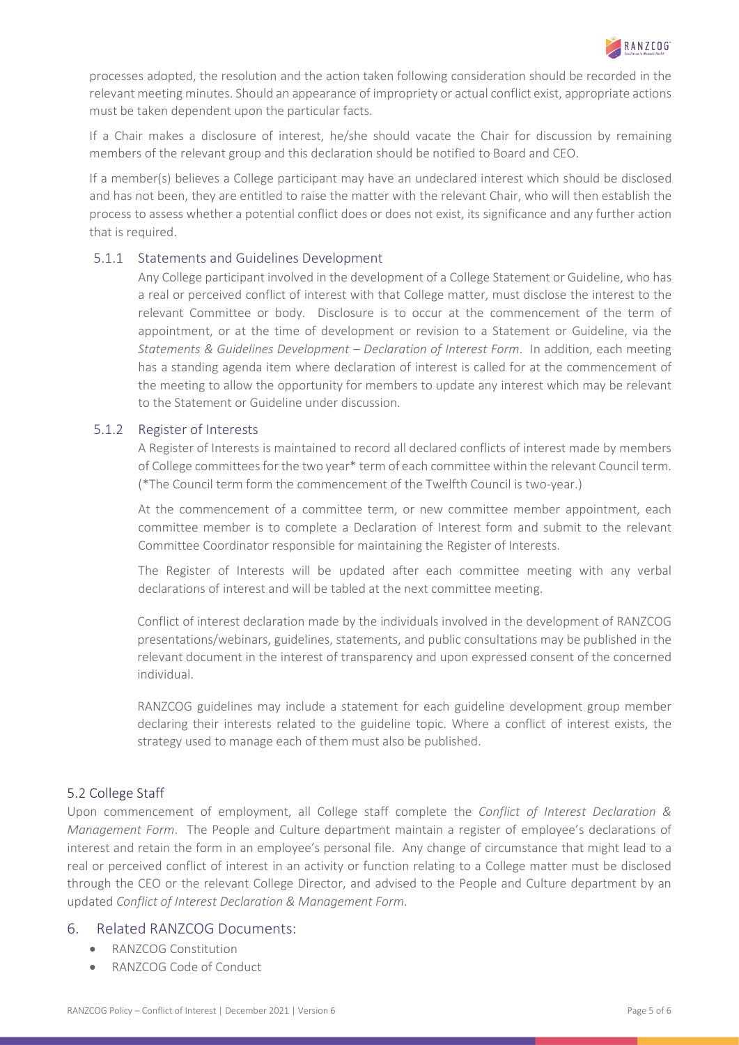processes adopted, the resolution and the action taken following consideration should be recorded in the relevant meeting minutes. Should an appearance of impropriety or actual conflict exist, appropriate actions must be taken dependent upon the particular facts.

If a Chair makes a disclosure of interest, he/she should vacate the Chair for discussion by remaining members of the relevant group and this declaration should be notified to Board and CEO.

If a member(s) believes a College participant may have an undeclared interest which should be disclosed and has not been, they are entitled to raise the matter with the relevant Chair, who will then establish the process to assess whether a potential conflict does or does not exist, its significance and any further action that is required.

### 5.1.1 Statements and Guidelines Development

Any College participant involved in the development of a College Statement or Guideline, who has a real or perceived conflict of interest with that College matter, must disclose the interest to the relevant Committee or body. Disclosure is to occur at the commencement of the term of appointment, or at the time of development or revision to a Statement or Guideline, via the *Statements & Guidelines Development – Declaration of Interest Form*. In addition, each meeting has a standing agenda item where declaration of interest is called for at the commencement of the meeting to allow the opportunity for members to update any interest which may be relevant to the Statement or Guideline under discussion.

### 5.1.2 Register of Interests

A Register of Interests is maintained to record all declared conflicts of interest made by members of College committees for the two year* term of each committee within the relevant Council term. (*The Council term form the commencement of the Twelfth Council is two-year.)

At the commencement of a committee term, or new committee member appointment, each committee member is to complete a Declaration of Interest form and submit to the relevant Committee Coordinator responsible for maintaining the Register of Interests.

The Register of Interests will be updated after each committee meeting with any verbal declarations of interest and will be tabled at the next committee meeting.

Conflict of interest declaration made by the individuals involved in the development of RANZCOG presentations/webinars, guidelines, statements, and public consultations may be published in the relevant document in the interest of transparency and upon expressed consent of the concerned individual.

RANZCOG guidelines may include a statement for each guideline development group member declaring their interests related to the guideline topic. Where a conflict of interest exists, the strategy used to manage each of them must also be published.

## 5.2 College Staff

Upon commencement of employment, all College staff complete the *Conflict of Interest Declaration & Management Form*. The People and Culture department maintain a register of employee's declarations of interest and retain the form in an employee's personal file. Any change of circumstance that might lead to a real or perceived conflict of interest in an activity or function relating to a College matter must be disclosed through the CEO or the relevant College Director, and advised to the People and Culture department by an updated *Conflict of Interest Declaration & Management Form*.

## 6. Related RANZCOG Documents:

- RANZCOG Constitution
- RANZCOG Code of Conduct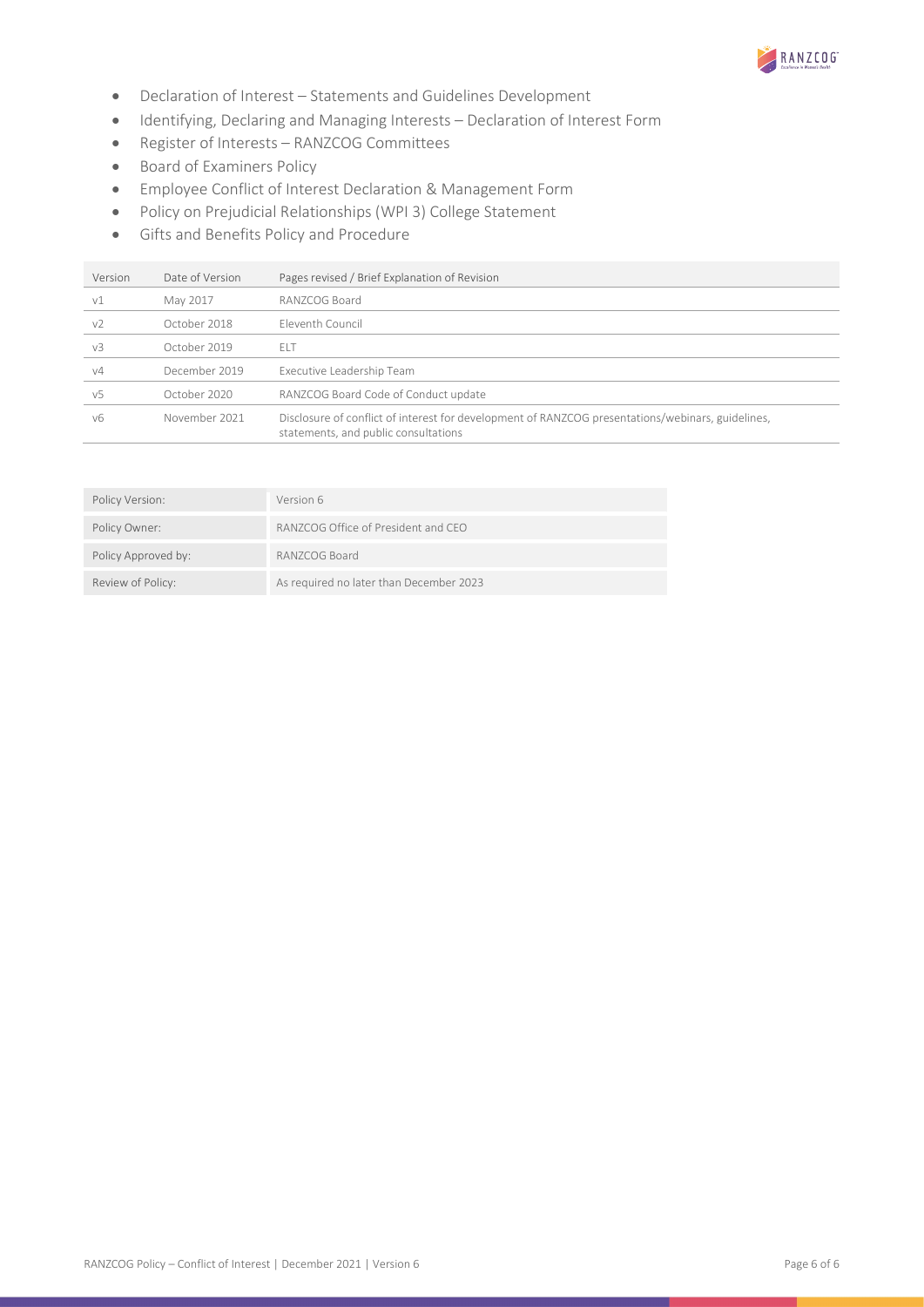- Declaration of Interest – Statements and Guidelines Development
- Identifying, Declaring and Managing Interests – Declaration of Interest Form
- Register of Interests – RANZCOG Committees
- Board of Examiners Policy
- Employee Conflict of Interest Declaration & Management Form
- Policy on Prejudicial Relationships (WPI 3) College Statement
- Gifts and Benefits Policy and Procedure

| Version | Date of Version | Pages revised / Brief Explanation of Revision |
| --- | --- | --- |
| v1 | May 2017 | RANZCOG Board |
| v2 | October 2018 | Eleventh Council |
| v3 | October 2019 | ELT |
| v4 | December 2019 | Executive Leadership Team |
| v5 | October 2020 | RANZCOG Board Code of Conduct update |
| v6 | November 2021 | Disclosure of conflict of interest for development of RANZCOG presentations/webinars, guidelines, statements, and public consultations |

| | |
| --- | --- |
| Policy Version: | Version 6 |
| Policy Owner: | RANZCOG Office of President and CEO |
| Policy Approved by: | RANZCOG Board |
| Review of Policy: | As required no later than December 2023 |